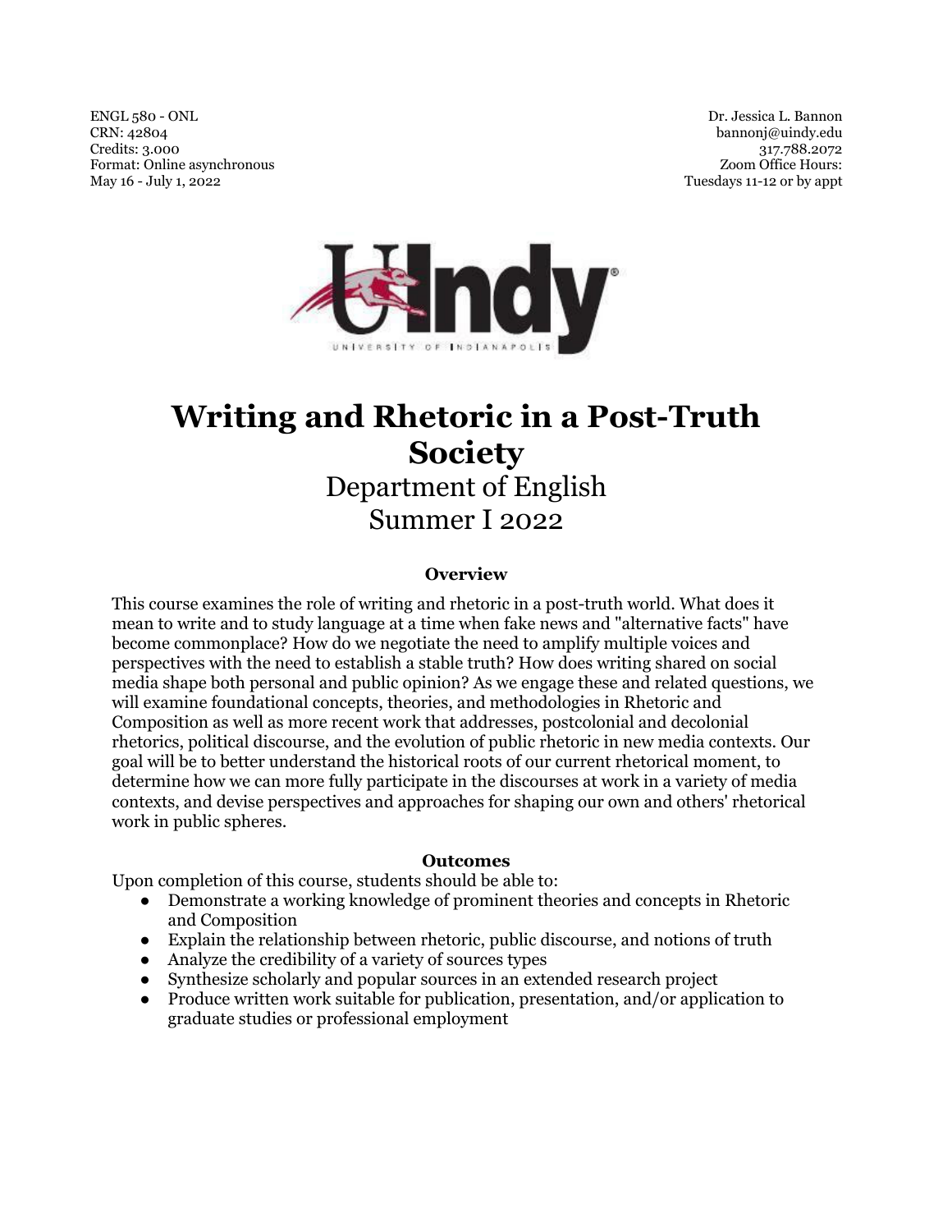ENGL 580 - ONL
CRN: 42804
Credits: 3.000
Format: Online asynchronous
May 16 - July 1, 2022

Dr. Jessica L. Bannon
bannonj@uindy.edu
317.788.2072
Zoom Office Hours:
Tuesdays 11-12 or by appt

# Writing and Rhetoric in a Post-Truth Society

Department of English
Summer I 2022

### Overview

This course examines the role of writing and rhetoric in a post-truth world. What does it mean to write and to study language at a time when fake news and "alternative facts" have become commonplace? How do we negotiate the need to amplify multiple voices and perspectives with the need to establish a stable truth? How does writing shared on social media shape both personal and public opinion? As we engage these and related questions, we will examine foundational concepts, theories, and methodologies in Rhetoric and Composition as well as more recent work that addresses, postcolonial and decolonial rhetorics, political discourse, and the evolution of public rhetoric in new media contexts. Our goal will be to better understand the historical roots of our current rhetorical moment, to determine how we can more fully participate in the discourses at work in a variety of media contexts, and devise perspectives and approaches for shaping our own and others' rhetorical work in public spheres.

### Outcomes

Upon completion of this course, students should be able to:

- Demonstrate a working knowledge of prominent theories and concepts in Rhetoric and Composition
- Explain the relationship between rhetoric, public discourse, and notions of truth
- Analyze the credibility of a variety of sources types
- Synthesize scholarly and popular sources in an extended research project
- Produce written work suitable for publication, presentation, and/or application to graduate studies or professional employment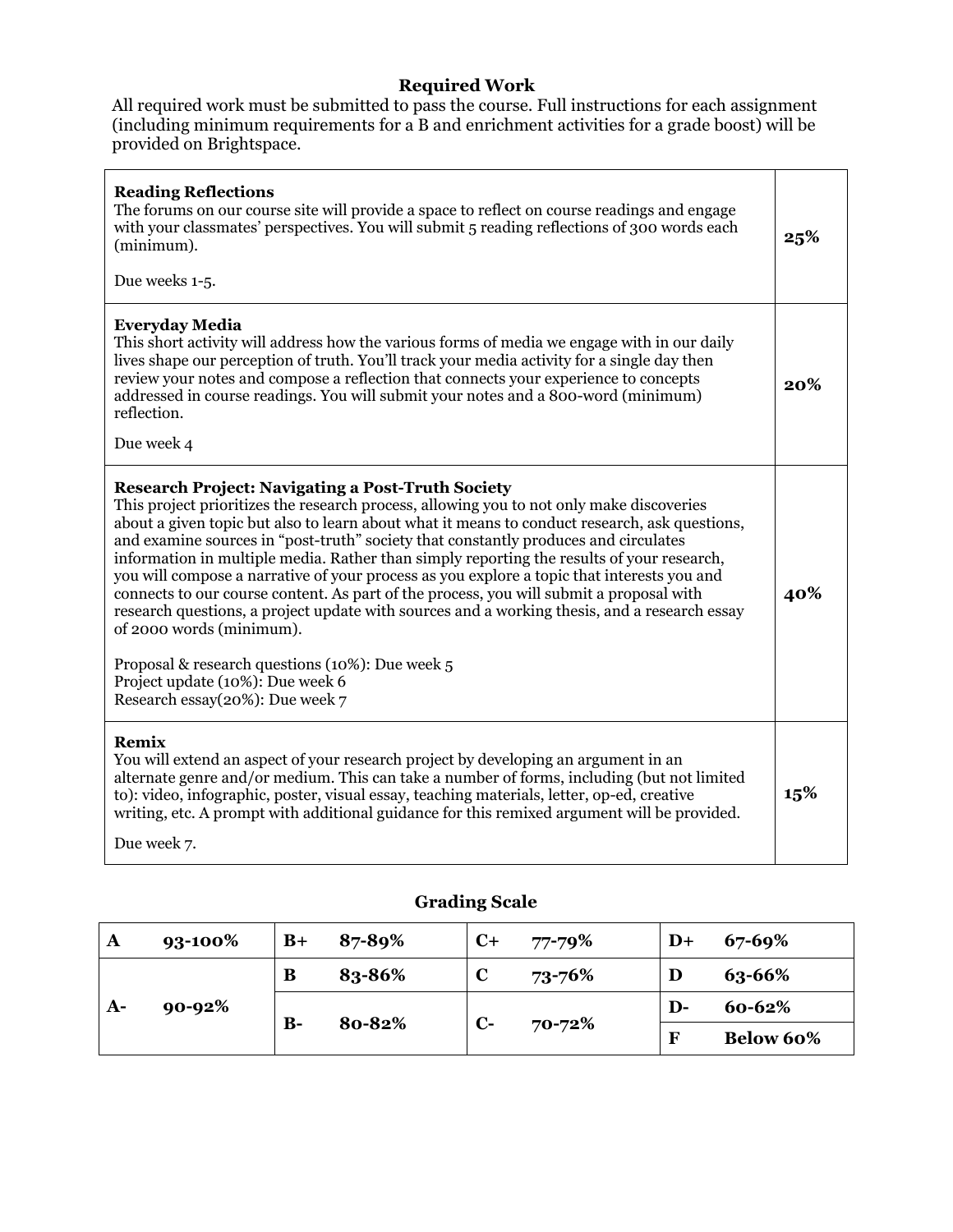## Required Work

All required work must be submitted to pass the course. Full instructions for each assignment (including minimum requirements for a B and enrichment activities for a grade boost) will be provided on Brightspace.

| Assignment | Weight |
| --- | --- |
| **Reading Reflections**<br>The forums on our course site will provide a space to reflect on course readings and engage with your classmates' perspectives. You will submit 5 reading reflections of 300 words each (minimum).<br><br>Due weeks 1-5. | **25%** |
| **Everyday Media**<br>This short activity will address how the various forms of media we engage with in our daily lives shape our perception of truth. You'll track your media activity for a single day then review your notes and compose a reflection that connects your experience to concepts addressed in course readings. You will submit your notes and a 800-word (minimum) reflection.<br><br>Due week 4 | **20%** |
| **Research Project: Navigating a Post-Truth Society**<br>This project prioritizes the research process, allowing you to not only make discoveries about a given topic but also to learn about what it means to conduct research, ask questions, and examine sources in "post-truth" society that constantly produces and circulates information in multiple media. Rather than simply reporting the results of your research, you will compose a narrative of your process as you explore a topic that interests you and connects to our course content. As part of the process, you will submit a proposal with research questions, a project update with sources and a working thesis, and a research essay of 2000 words (minimum).<br><br>Proposal & research questions (10%): Due week 5<br>Project update (10%): Due week 6<br>Research essay(20%): Due week 7 | **40%** |
| **Remix**<br>You will extend an aspect of your research project by developing an argument in an alternate genre and/or medium. This can take a number of forms, including (but not limited to): video, infographic, poster, visual essay, teaching materials, letter, op-ed, creative writing, etc. A prompt with additional guidance for this remixed argument will be provided.<br><br>Due week 7. | **15%** |

## Grading Scale

| Grade | Range | Grade | Range | Grade | Range | Grade | Range |
| --- | --- | --- | --- | --- | --- | --- | --- |
| **A** | **93-100%** | **B+** | **87-89%** | **C+** | **77-79%** | **D+** | **67-69%** |
| **A-** | **90-92%** | **B** | **83-86%** | **C** | **73-76%** | **D** | **63-66%** |
| | | **B-** | **80-82%** | **C-** | **70-72%** | **D-** | **60-62%** |
| | | | | | | **F** | **Below 60%** |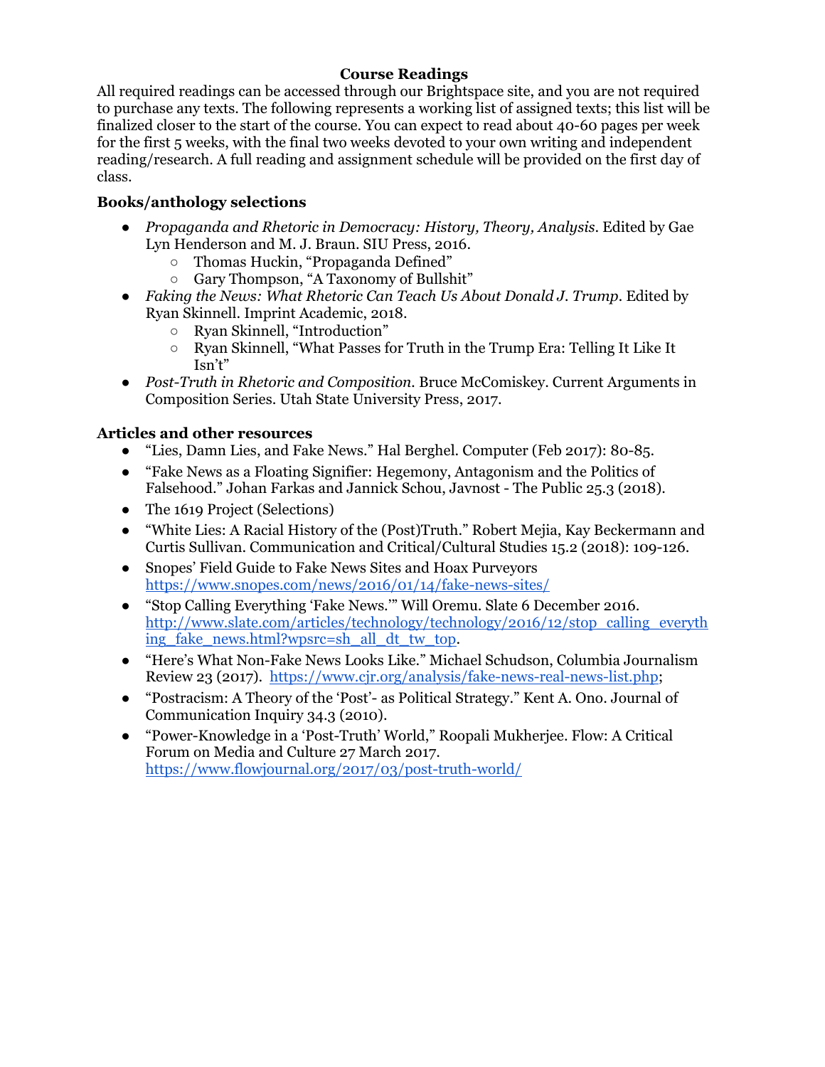## Course Readings

All required readings can be accessed through our Brightspace site, and you are not required to purchase any texts. The following represents a working list of assigned texts; this list will be finalized closer to the start of the course. You can expect to read about 40-60 pages per week for the first 5 weeks, with the final two weeks devoted to your own writing and independent reading/research. A full reading and assignment schedule will be provided on the first day of class.

### Books/anthology selections

- *Propaganda and Rhetoric in Democracy: History, Theory, Analysis*. Edited by Gae Lyn Henderson and M. J. Braun. SIU Press, 2016.
  - Thomas Huckin, "Propaganda Defined"
  - Gary Thompson, "A Taxonomy of Bullshit"
- *Faking the News: What Rhetoric Can Teach Us About Donald J. Trump*. Edited by Ryan Skinnell. Imprint Academic, 2018.
  - Ryan Skinnell, "Introduction"
  - Ryan Skinnell, "What Passes for Truth in the Trump Era: Telling It Like It Isn't"
- *Post-Truth in Rhetoric and Composition*. Bruce McComiskey. Current Arguments in Composition Series. Utah State University Press, 2017.

### Articles and other resources

- "Lies, Damn Lies, and Fake News." Hal Berghel. Computer (Feb 2017): 80-85.
- "Fake News as a Floating Signifier: Hegemony, Antagonism and the Politics of Falsehood." Johan Farkas and Jannick Schou, Javnost - The Public 25.3 (2018).
- The 1619 Project (Selections)
- "White Lies: A Racial History of the (Post)Truth." Robert Mejia, Kay Beckermann and Curtis Sullivan. Communication and Critical/Cultural Studies 15.2 (2018): 109-126.
- Snopes' Field Guide to Fake News Sites and Hoax Purveyors https://www.snopes.com/news/2016/01/14/fake-news-sites/
- "Stop Calling Everything 'Fake News.'" Will Oremu. Slate 6 December 2016. http://www.slate.com/articles/technology/technology/2016/12/stop_calling_everything_fake_news.html?wpsrc=sh_all_dt_tw_top.
- "Here's What Non-Fake News Looks Like." Michael Schudson, Columbia Journalism Review 23 (2017). https://www.cjr.org/analysis/fake-news-real-news-list.php;
- "Postracism: A Theory of the 'Post'- as Political Strategy." Kent A. Ono. Journal of Communication Inquiry 34.3 (2010).
- "Power-Knowledge in a 'Post-Truth' World," Roopali Mukherjee. Flow: A Critical Forum on Media and Culture 27 March 2017. https://www.flowjournal.org/2017/03/post-truth-world/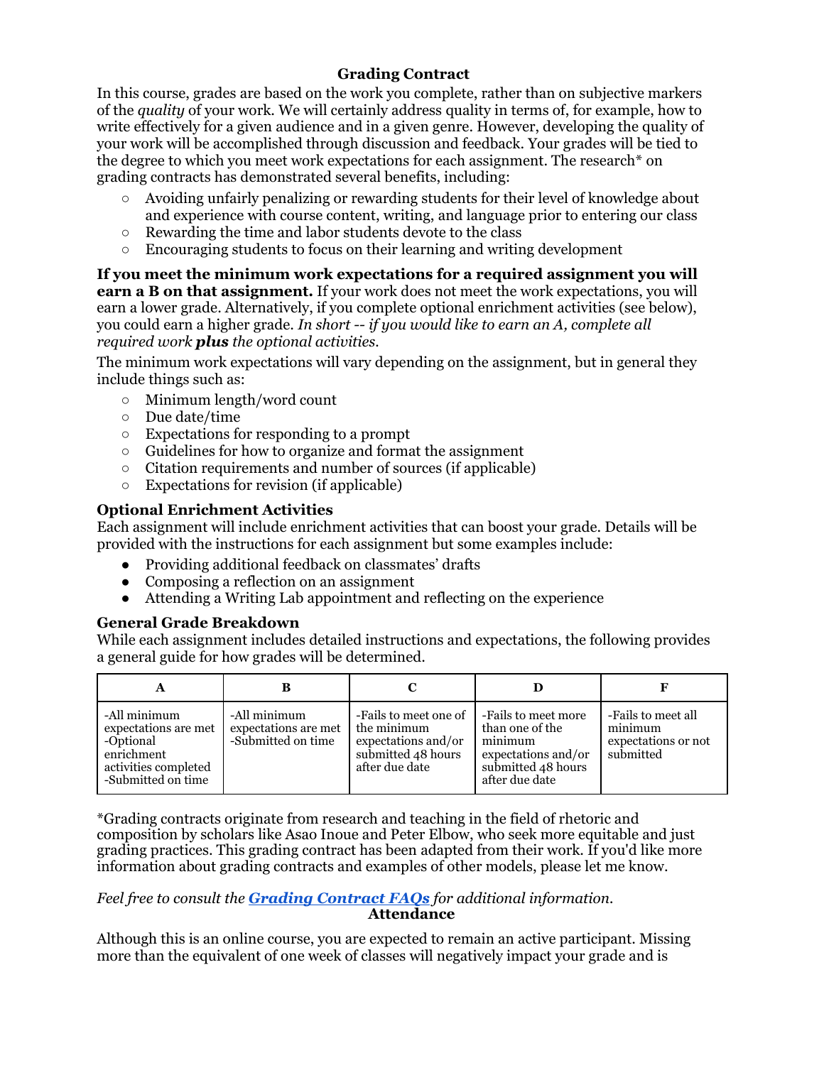## Grading Contract

In this course, grades are based on the work you complete, rather than on subjective markers of the *quality* of your work. We will certainly address quality in terms of, for example, how to write effectively for a given audience and in a given genre. However, developing the quality of your work will be accomplished through discussion and feedback. Your grades will be tied to the degree to which you meet work expectations for each assignment. The research* on grading contracts has demonstrated several benefits, including:

- Avoiding unfairly penalizing or rewarding students for their level of knowledge about and experience with course content, writing, and language prior to entering our class
- Rewarding the time and labor students devote to the class
- Encouraging students to focus on their learning and writing development

**If you meet the minimum work expectations for a required assignment you will earn a B on that assignment.** If your work does not meet the work expectations, you will earn a lower grade. Alternatively, if you complete optional enrichment activities (see below), you could earn a higher grade. *In short -- if you would like to earn an A, complete all required work **plus** the optional activities.*

The minimum work expectations will vary depending on the assignment, but in general they include things such as:

- Minimum length/word count
- Due date/time
- Expectations for responding to a prompt
- Guidelines for how to organize and format the assignment
- Citation requirements and number of sources (if applicable)
- Expectations for revision (if applicable)

### Optional Enrichment Activities

Each assignment will include enrichment activities that can boost your grade. Details will be provided with the instructions for each assignment but some examples include:

- Providing additional feedback on classmates' drafts
- Composing a reflection on an assignment
- Attending a Writing Lab appointment and reflecting on the experience

### General Grade Breakdown

While each assignment includes detailed instructions and expectations, the following provides a general guide for how grades will be determined.

| A | B | C | D | F |
|---|---|---|---|---|
| -All minimum expectations are met<br>-Optional enrichment activities completed<br>-Submitted on time | -All minimum expectations are met<br>-Submitted on time | -Fails to meet one of the minimum expectations and/or submitted 48 hours after due date | -Fails to meet more than one of the minimum expectations and/or submitted 48 hours after due date | -Fails to meet all minimum expectations or not submitted |

*Grading contracts originate from research and teaching in the field of rhetoric and composition by scholars like Asao Inoue and Peter Elbow, who seek more equitable and just grading practices. This grading contract has been adapted from their work. If you'd like more information about grading contracts and examples of other models, please let me know.

*Feel free to consult the **Grading Contract FAQs** for additional information.*

## Attendance

Although this is an online course, you are expected to remain an active participant. Missing more than the equivalent of one week of classes will negatively impact your grade and is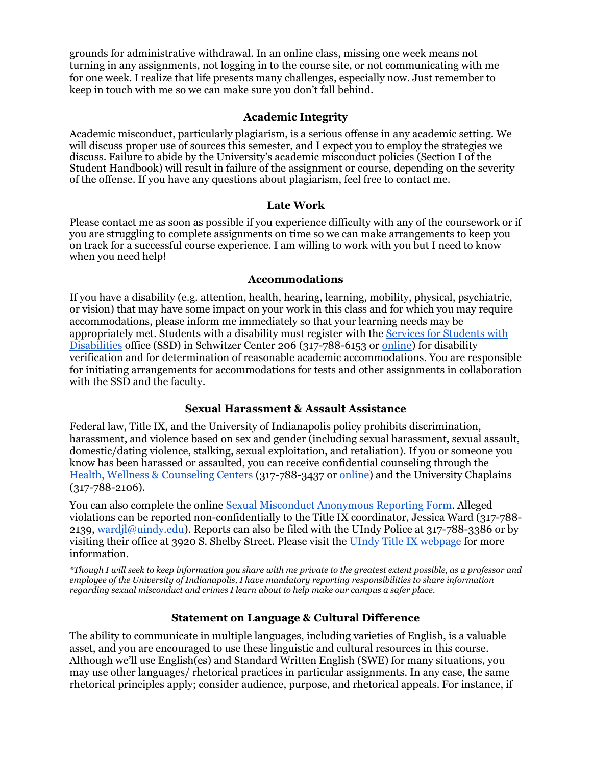grounds for administrative withdrawal. In an online class, missing one week means not turning in any assignments, not logging in to the course site, or not communicating with me for one week. I realize that life presents many challenges, especially now. Just remember to keep in touch with me so we can make sure you don't fall behind.

## Academic Integrity

Academic misconduct, particularly plagiarism, is a serious offense in any academic setting. We will discuss proper use of sources this semester, and I expect you to employ the strategies we discuss. Failure to abide by the University's academic misconduct policies (Section I of the Student Handbook) will result in failure of the assignment or course, depending on the severity of the offense. If you have any questions about plagiarism, feel free to contact me.

## Late Work

Please contact me as soon as possible if you experience difficulty with any of the coursework or if you are struggling to complete assignments on time so we can make arrangements to keep you on track for a successful course experience. I am willing to work with you but I need to know when you need help!

## Accommodations

If you have a disability (e.g. attention, health, hearing, learning, mobility, physical, psychiatric, or vision) that may have some impact on your work in this class and for which you may require accommodations, please inform me immediately so that your learning needs may be appropriately met. Students with a disability must register with the Services for Students with Disabilities office (SSD) in Schwitzer Center 206 (317-788-6153 or online) for disability verification and for determination of reasonable academic accommodations. You are responsible for initiating arrangements for accommodations for tests and other assignments in collaboration with the SSD and the faculty.

## Sexual Harassment & Assault Assistance

Federal law, Title IX, and the University of Indianapolis policy prohibits discrimination, harassment, and violence based on sex and gender (including sexual harassment, sexual assault, domestic/dating violence, stalking, sexual exploitation, and retaliation). If you or someone you know has been harassed or assaulted, you can receive confidential counseling through the Health, Wellness & Counseling Centers (317-788-3437 or online) and the University Chaplains (317-788-2106).

You can also complete the online Sexual Misconduct Anonymous Reporting Form. Alleged violations can be reported non-confidentially to the Title IX coordinator, Jessica Ward (317-788-2139, wardjl@uindy.edu). Reports can also be filed with the UIndy Police at 317-788-3386 or by visiting their office at 3920 S. Shelby Street. Please visit the UIndy Title IX webpage for more information.

*\*Though I will seek to keep information you share with me private to the greatest extent possible, as a professor and employee of the University of Indianapolis, I have mandatory reporting responsibilities to share information regarding sexual misconduct and crimes I learn about to help make our campus a safer place.*

## Statement on Language & Cultural Difference

The ability to communicate in multiple languages, including varieties of English, is a valuable asset, and you are encouraged to use these linguistic and cultural resources in this course. Although we'll use English(es) and Standard Written English (SWE) for many situations, you may use other languages/ rhetorical practices in particular assignments. In any case, the same rhetorical principles apply; consider audience, purpose, and rhetorical appeals. For instance, if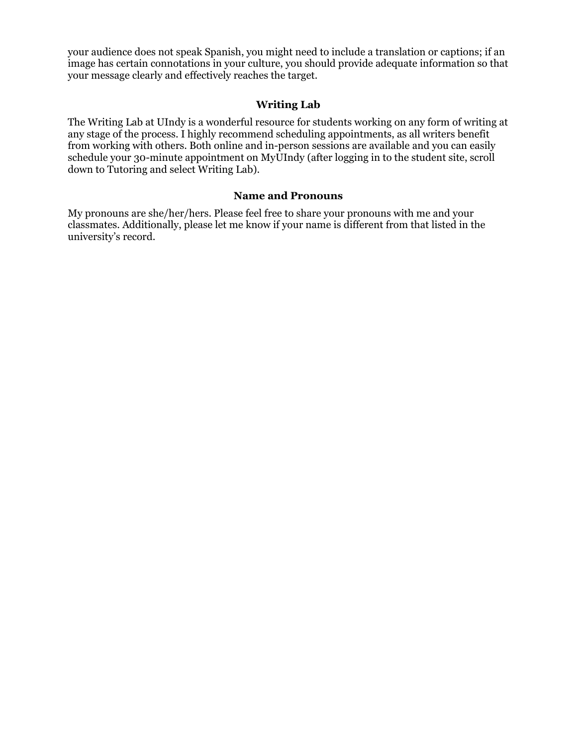your audience does not speak Spanish, you might need to include a translation or captions; if an image has certain connotations in your culture, you should provide adequate information so that your message clearly and effectively reaches the target.

## Writing Lab

The Writing Lab at UIndy is a wonderful resource for students working on any form of writing at any stage of the process. I highly recommend scheduling appointments, as all writers benefit from working with others. Both online and in-person sessions are available and you can easily schedule your 30-minute appointment on MyUIndy (after logging in to the student site, scroll down to Tutoring and select Writing Lab).

## Name and Pronouns

My pronouns are she/her/hers. Please feel free to share your pronouns with me and your classmates. Additionally, please let me know if your name is different from that listed in the university's record.